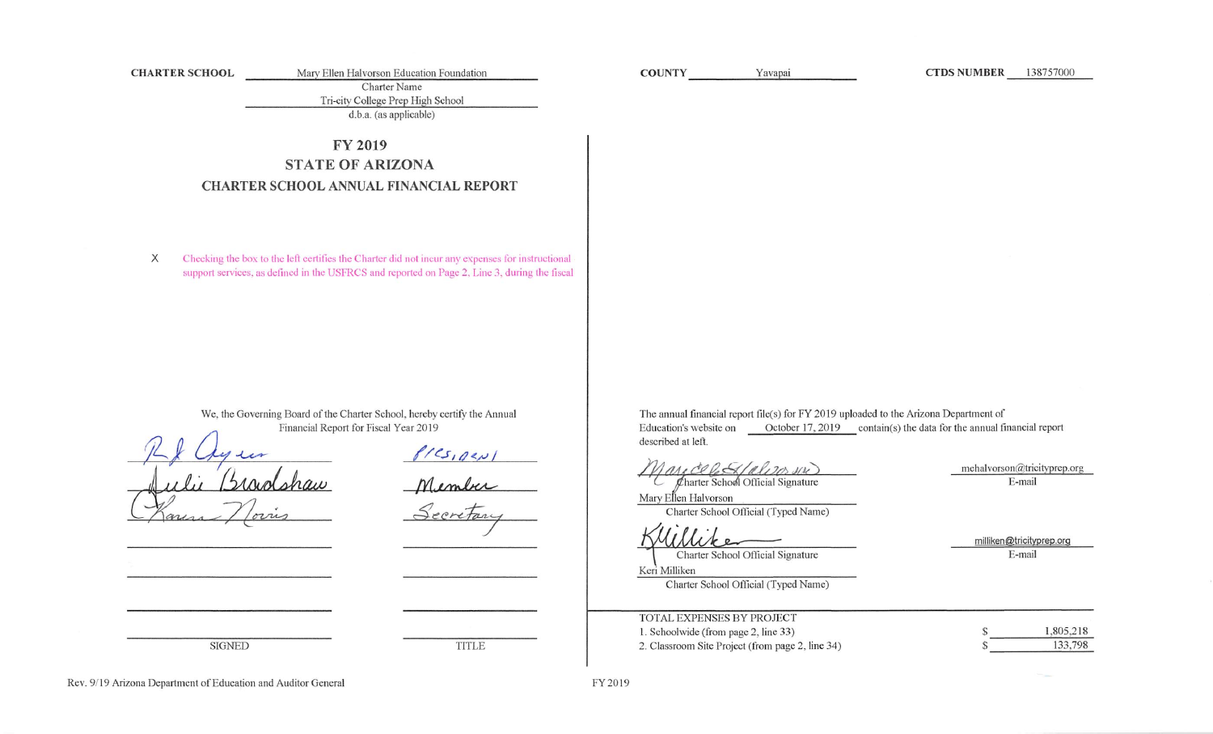**CHARTER SCHOOL** Mary Ellen Halvorson Education Foundation
Charter Name
Tri-city College Prep High School
d.b.a. (as applicable)

**COUNTY** Yavapai

**CTDS NUMBER** 138757000

# FY 2019
## STATE OF ARIZONA
## CHARTER SCHOOL ANNUAL FINANCIAL REPORT

X Checking the box to the left certifies the Charter did not incur any expenses for instructional support services, as defined in the USFRCS and reported on Page 2, Line 3, during the fiscal

We, the Governing Board of the Charter School, hereby certify the Annual Financial Report for Fiscal Year 2019

| SIGNED | TITLE |
|---|---|
| R J Ayer | President |
| Julie Bradshaw | Member |
| Karen Norris | Secretary |
| | |
| | |
| | |
| | |

The annual financial report file(s) for FY 2019 uploaded to the Arizona Department of Education's website on October 17, 2019 contain(s) the data for the annual financial report described at left.

Mary Ellen Halvorson (signature)
Charter School Official Signature
Mary Ellen Halvorson
Charter School Official (Typed Name)
mehalvorson@tricityprep.org
E-mail

K Milliken (signature)
Charter School Official Signature
Keri Milliken
Charter School Official (Typed Name)
milliken@tricityprep.org
E-mail

TOTAL EXPENSES BY PROJECT

| | | |
|---|---|---|
| 1. Schoolwide (from page 2, line 33) | $ | 1,805,218 |
| 2. Classroom Site Project (from page 2, line 34) | $ | 133,798 |

Rev. 9/19 Arizona Department of Education and Auditor General

FY 2019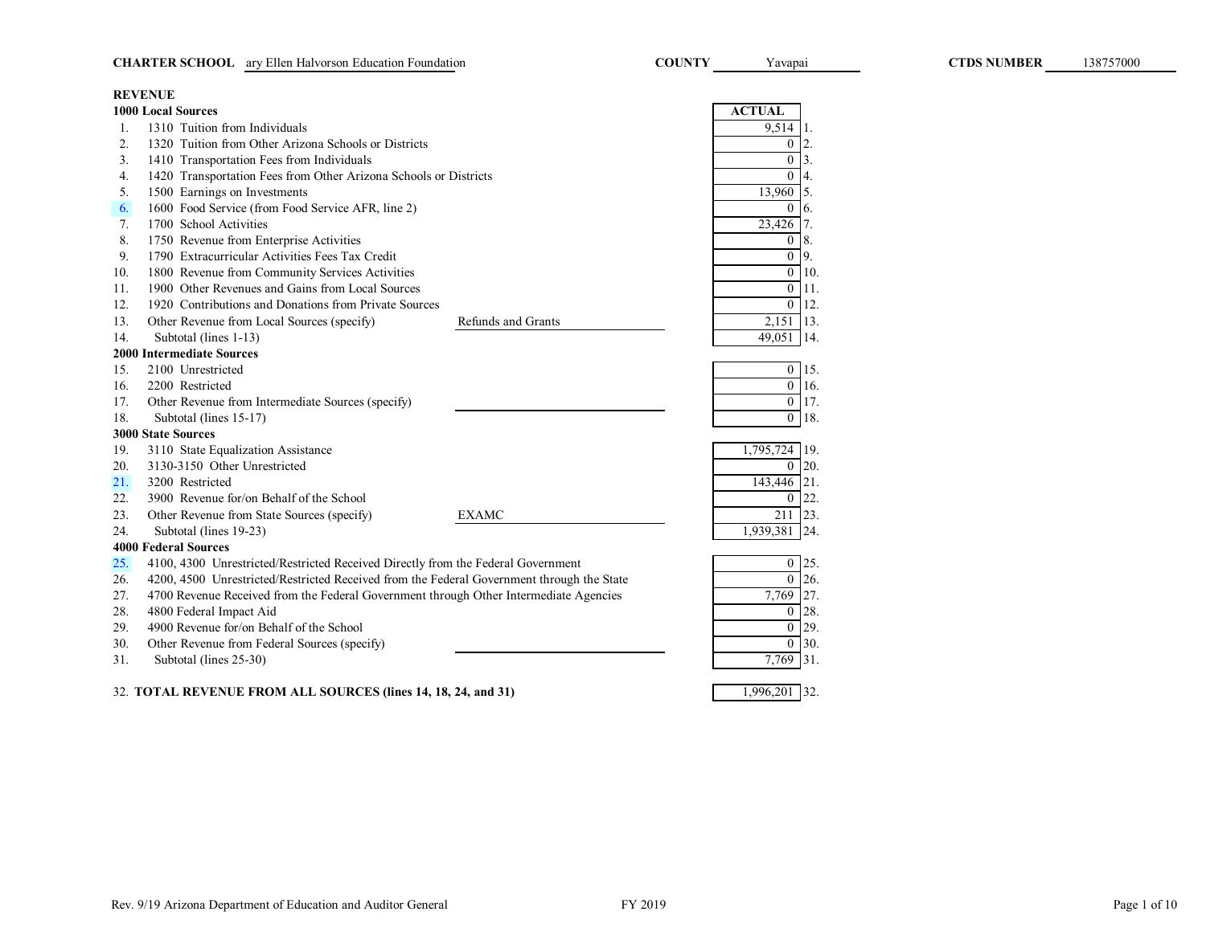**CHARTER SCHOOL** ary Ellen Halvorson Education Foundation **COUNTY** Yavapai **CTDS NUMBER** 138757000

## REVENUE

| | | | ACTUAL | |
|---|---|---|---|---|
| **1000 Local Sources** | | | | |
| 1. | 1310 Tuition from Individuals | | 9,514 | 1. |
| 2. | 1320 Tuition from Other Arizona Schools or Districts | | 0 | 2. |
| 3. | 1410 Transportation Fees from Individuals | | 0 | 3. |
| 4. | 1420 Transportation Fees from Other Arizona Schools or Districts | | 0 | 4. |
| 5. | 1500 Earnings on Investments | | 13,960 | 5. |
| 6. | 1600 Food Service (from Food Service AFR, line 2) | | 0 | 6. |
| 7. | 1700 School Activities | | 23,426 | 7. |
| 8. | 1750 Revenue from Enterprise Activities | | 0 | 8. |
| 9. | 1790 Extracurricular Activities Fees Tax Credit | | 0 | 9. |
| 10. | 1800 Revenue from Community Services Activities | | 0 | 10. |
| 11. | 1900 Other Revenues and Gains from Local Sources | | 0 | 11. |
| 12. | 1920 Contributions and Donations from Private Sources | | 0 | 12. |
| 13. | Other Revenue from Local Sources (specify) | Refunds and Grants | 2,151 | 13. |
| 14. | Subtotal (lines 1-13) | | 49,051 | 14. |
| **2000 Intermediate Sources** | | | | |
| 15. | 2100 Unrestricted | | 0 | 15. |
| 16. | 2200 Restricted | | 0 | 16. |
| 17. | Other Revenue from Intermediate Sources (specify) | | 0 | 17. |
| 18. | Subtotal (lines 15-17) | | 0 | 18. |
| **3000 State Sources** | | | | |
| 19. | 3110 State Equalization Assistance | | 1,795,724 | 19. |
| 20. | 3130-3150 Other Unrestricted | | 0 | 20. |
| 21. | 3200 Restricted | | 143,446 | 21. |
| 22. | 3900 Revenue for/on Behalf of the School | | 0 | 22. |
| 23. | Other Revenue from State Sources (specify) | EXAMC | 211 | 23. |
| 24. | Subtotal (lines 19-23) | | 1,939,381 | 24. |
| **4000 Federal Sources** | | | | |
| 25. | 4100, 4300 Unrestricted/Restricted Received Directly from the Federal Government | | 0 | 25. |
| 26. | 4200, 4500 Unrestricted/Restricted Received from the Federal Government through the State | | 0 | 26. |
| 27. | 4700 Revenue Received from the Federal Government through Other Intermediate Agencies | | 7,769 | 27. |
| 28. | 4800 Federal Impact Aid | | 0 | 28. |
| 29. | 4900 Revenue for/on Behalf of the School | | 0 | 29. |
| 30. | Other Revenue from Federal Sources (specify) | | 0 | 30. |
| 31. | Subtotal (lines 25-30) | | 7,769 | 31. |
| 32. | **TOTAL REVENUE FROM ALL SOURCES (lines 14, 18, 24, and 31)** | | 1,996,201 | 32. |

Rev. 9/19 Arizona Department of Education and Auditor General FY 2019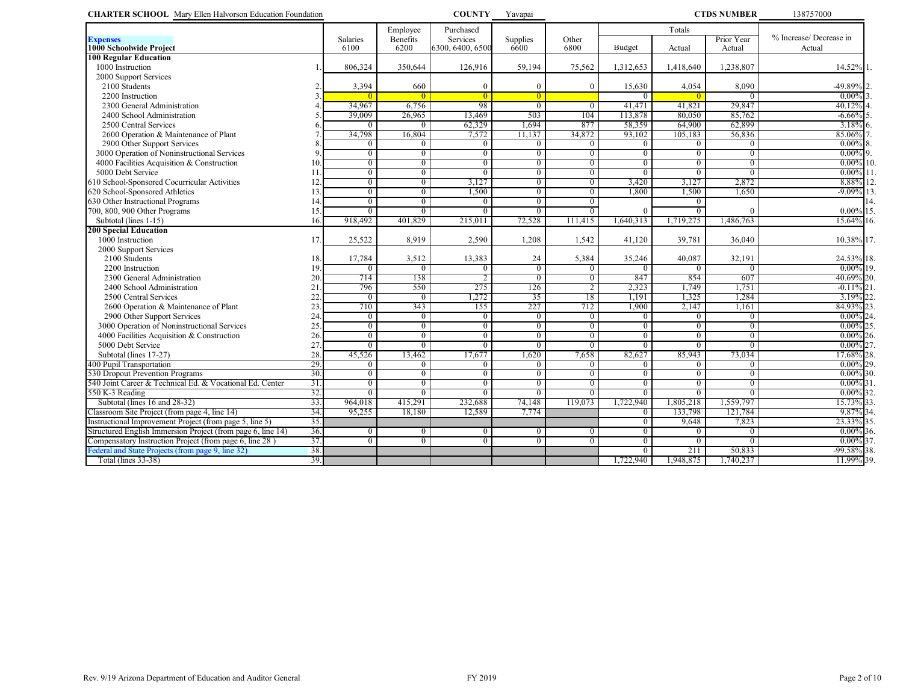**CHARTER SCHOOL** Mary Ellen Halvorson Education Foundation **COUNTY** Yavapai **CTDS NUMBER** 138757000

| Expenses 1000 Schoolwide Project | | Salaries 6100 | Employee Benefits 6200 | Purchased Services 6300, 6400, 6500 | Supplies 6600 | Other 6800 | Totals Budget | Actual | Prior Year Actual | % Increase/ Decrease in Actual | |
|---|---|---|---|---|---|---|---|---|---|---|---|
| **100 Regular Education** | | | | | | | | | | | |
| 1000 Instruction | 1. | 806,324 | 350,644 | 126,916 | 59,194 | 75,562 | 1,312,653 | 1,418,640 | 1,238,807 | 14.52% | 1. |
| 2000 Support Services | | | | | | | | | | | |
| 2100 Students | 2. | 3,394 | 660 | 0 | 0 | 0 | 15,630 | 4,054 | 8,090 | -49.89% | 2. |
| 2200 Instruction | 3. | 0 | 0 | 0 | 0 | | 0 | 0 | 0 | 0.00% | 3. |
| 2300 General Administration | 4. | 34,967 | 6,756 | 98 | 0 | 0 | 41,471 | 41,821 | 29,847 | 40.12% | 4. |
| 2400 School Administration | 5. | 39,009 | 26,965 | 13,469 | 503 | 104 | 113,878 | 80,050 | 85,762 | -6.66% | 5. |
| 2500 Central Services | 6. | 0 | 0 | 62,329 | 1,694 | 877 | 58,359 | 64,900 | 62,899 | 3.18% | 6. |
| 2600 Operation & Maintenance of Plant | 7. | 34,798 | 16,804 | 7,572 | 11,137 | 34,872 | 93,102 | 105,183 | 56,836 | 85.06% | 7. |
| 2900 Other Support Services | 8. | 0 | 0 | 0 | 0 | 0 | 0 | 0 | 0 | 0.00% | 8. |
| 3000 Operation of Noninstructional Services | 9. | 0 | 0 | 0 | 0 | 0 | 0 | 0 | 0 | 0.00% | 9. |
| 4000 Facilities Acquisition & Construction | 10. | 0 | 0 | 0 | 0 | 0 | 0 | 0 | 0 | 0.00% | 10. |
| 5000 Debt Service | 11. | 0 | 0 | 0 | 0 | 0 | 0 | 0 | 0 | 0.00% | 11. |
| 610 School-Sponsored Cocurricular Activities | 12. | 0 | 0 | 3,127 | 0 | 0 | 3,420 | 3,127 | 2,872 | 8.88% | 12. |
| 620 School-Sponsored Athletics | 13. | 0 | 0 | 1,500 | 0 | 0 | 1,800 | 1,500 | 1,650 | -9.09% | 13. |
| 630 Other Instructional Programs | 14. | 0 | 0 | 0 | 0 | 0 | | 0 | | | 14. |
| 700, 800, 900 Other Programs | 15. | 0 | 0 | 0 | 0 | 0 | 0 | 0 | 0 | 0.00% | 15. |
| Subtotal (lines 1-15) | 16. | 918,492 | 401,829 | 215,011 | 72,528 | 111,415 | 1,640,313 | 1,719,275 | 1,486,763 | 15.64% | 16. |
| **200 Special Education** | | | | | | | | | | | |
| 1000 Instruction | 17. | 25,522 | 8,919 | 2,590 | 1,208 | 1,542 | 41,120 | 39,781 | 36,040 | 10.38% | 17. |
| 2000 Support Services | | | | | | | | | | | |
| 2100 Students | 18. | 17,784 | 3,512 | 13,383 | 24 | 5,384 | 35,246 | 40,087 | 32,191 | 24.53% | 18. |
| 2200 Instruction | 19. | 0 | 0 | 0 | 0 | 0 | 0 | 0 | 0 | 0.00% | 19. |
| 2300 General Administration | 20. | 714 | 138 | 2 | 0 | 0 | 847 | 854 | 607 | 40.69% | 20. |
| 2400 School Administration | 21. | 796 | 550 | 275 | 126 | 2 | 2,323 | 1,749 | 1,751 | -0.11% | 21. |
| 2500 Central Services | 22. | 0 | 0 | 1,272 | 35 | 18 | 1,191 | 1,325 | 1,284 | 3.19% | 22. |
| 2600 Operation & Maintenance of Plant | 23. | 710 | 343 | 155 | 227 | 712 | 1,900 | 2,147 | 1,161 | 84.93% | 23. |
| 2900 Other Support Services | 24. | 0 | 0 | 0 | 0 | 0 | 0 | 0 | 0 | 0.00% | 24. |
| 3000 Operation of Noninstructional Services | 25. | 0 | 0 | 0 | 0 | 0 | 0 | 0 | 0 | 0.00% | 25. |
| 4000 Facilities Acquisition & Construction | 26. | 0 | 0 | 0 | 0 | 0 | 0 | 0 | 0 | 0.00% | 26. |
| 5000 Debt Service | 27. | 0 | 0 | 0 | 0 | 0 | 0 | 0 | 0 | 0.00% | 27. |
| Subtotal (lines 17-27) | 28. | 45,526 | 13,462 | 17,677 | 1,620 | 7,658 | 82,627 | 85,943 | 73,034 | 17.68% | 28. |
| 400 Pupil Transportation | 29. | 0 | 0 | 0 | 0 | 0 | 0 | 0 | 0 | 0.00% | 29. |
| 530 Dropout Prevention Programs | 30. | 0 | 0 | 0 | 0 | 0 | 0 | 0 | 0 | 0.00% | 30. |
| 540 Joint Career & Technical Ed. & Vocational Ed. Center | 31. | 0 | 0 | 0 | 0 | 0 | 0 | 0 | 0 | 0.00% | 31. |
| 550 K-3 Reading | 32. | 0 | 0 | 0 | 0 | 0 | 0 | 0 | 0 | 0.00% | 32. |
| Subtotal (lines 16 and 28-32) | 33. | 964,018 | 415,291 | 232,688 | 74,148 | 119,073 | 1,722,940 | 1,805,218 | 1,559,797 | 15.73% | 33. |
| Classroom Site Project (from page 4, line 14) | 34. | 95,255 | 18,180 | 12,589 | 7,774 | | 0 | 133,798 | 121,784 | 9.87% | 34. |
| Instructional Improvement Project (from page 5, line 5) | 35. | | | | | | 0 | 9,648 | 7,823 | 23.33% | 35. |
| Structured English Immersion Project (from page 6, line 14) | 36. | 0 | 0 | 0 | 0 | 0 | 0 | 0 | 0 | 0.00% | 36. |
| Compensatory Instruction Project (from page 6, line 28 ) | 37. | 0 | 0 | 0 | 0 | 0 | 0 | 0 | 0 | 0.00% | 37. |
| Federal and State Projects (from page 9, line 32) | 38. | | | | | | 0 | 211 | 50,833 | -99.58% | 38. |
| Total (lines 33-38) | 39. | | | | | | 1,722,940 | 1,948,875 | 1,740,237 | 11.99% | 39. |

Rev. 9/19 Arizona Department of Education and Auditor General FY 2019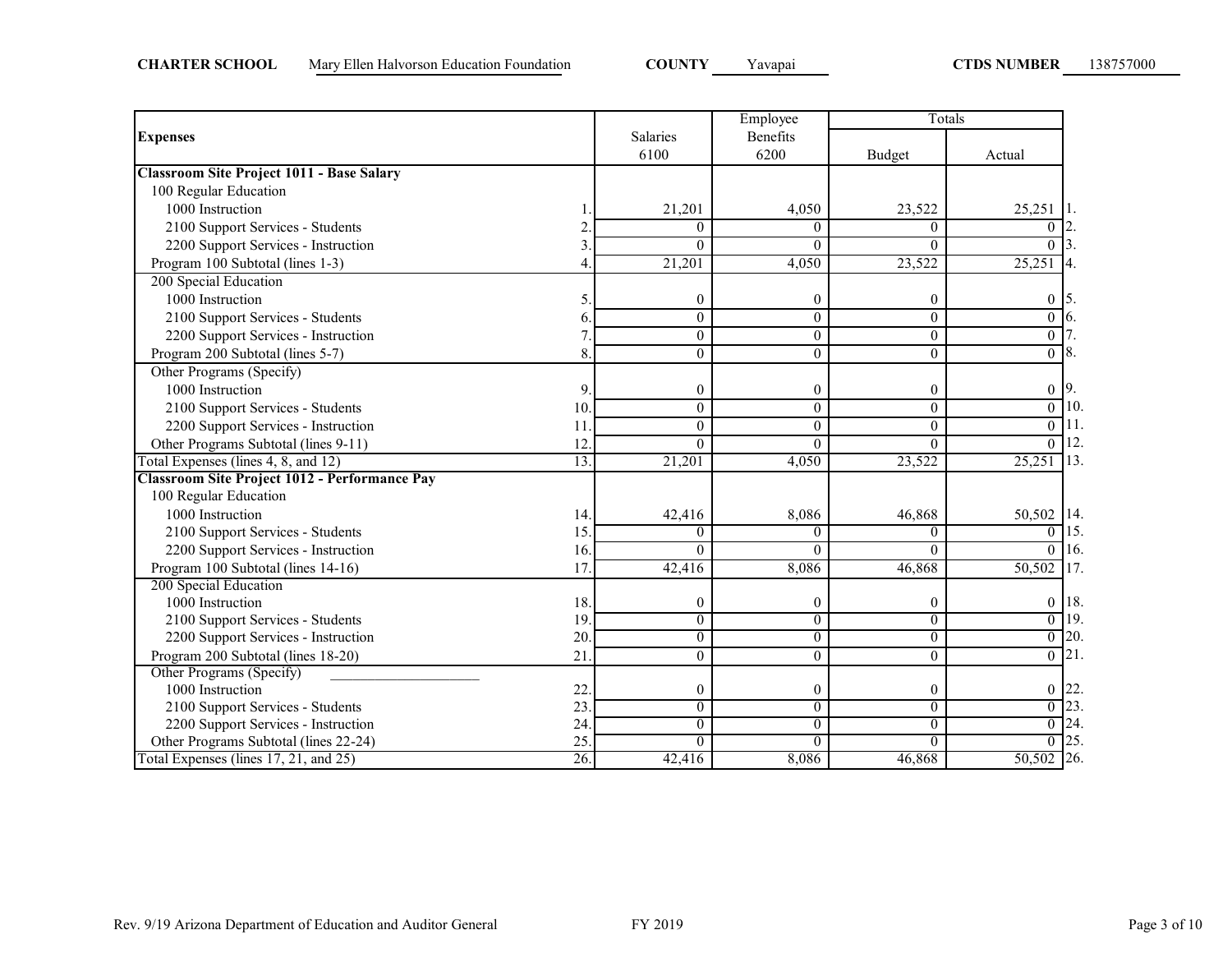**CHARTER SCHOOL** Mary Ellen Halvorson Education Foundation **COUNTY** Yavapai **CTDS NUMBER** 138757000

| Expenses | | Salaries 6100 | Employee Benefits 6200 | Totals Budget | Actual | |
|---|---|---|---|---|---|---|
| **Classroom Site Project 1011 - Base Salary** | | | | | | |
| 100 Regular Education | | | | | | |
| 1000 Instruction | 1. | 21,201 | 4,050 | 23,522 | 25,251 | 1. |
| 2100 Support Services - Students | 2. | 0 | 0 | 0 | 0 | 2. |
| 2200 Support Services - Instruction | 3. | 0 | 0 | 0 | 0 | 3. |
| Program 100 Subtotal (lines 1-3) | 4. | 21,201 | 4,050 | 23,522 | 25,251 | 4. |
| 200 Special Education | | | | | | |
| 1000 Instruction | 5. | 0 | 0 | 0 | 0 | 5. |
| 2100 Support Services - Students | 6. | 0 | 0 | 0 | 0 | 6. |
| 2200 Support Services - Instruction | 7. | 0 | 0 | 0 | 0 | 7. |
| Program 200 Subtotal (lines 5-7) | 8. | 0 | 0 | 0 | 0 | 8. |
| Other Programs (Specify) | | | | | | |
| 1000 Instruction | 9. | 0 | 0 | 0 | 0 | 9. |
| 2100 Support Services - Students | 10. | 0 | 0 | 0 | 0 | 10. |
| 2200 Support Services - Instruction | 11. | 0 | 0 | 0 | 0 | 11. |
| Other Programs Subtotal (lines 9-11) | 12. | 0 | 0 | 0 | 0 | 12. |
| Total Expenses (lines 4, 8, and 12) | 13. | 21,201 | 4,050 | 23,522 | 25,251 | 13. |
| **Classroom Site Project 1012 - Performance Pay** | | | | | | |
| 100 Regular Education | | | | | | |
| 1000 Instruction | 14. | 42,416 | 8,086 | 46,868 | 50,502 | 14. |
| 2100 Support Services - Students | 15. | 0 | 0 | 0 | 0 | 15. |
| 2200 Support Services - Instruction | 16. | 0 | 0 | 0 | 0 | 16. |
| Program 100 Subtotal (lines 14-16) | 17. | 42,416 | 8,086 | 46,868 | 50,502 | 17. |
| 200 Special Education | | | | | | |
| 1000 Instruction | 18. | 0 | 0 | 0 | 0 | 18. |
| 2100 Support Services - Students | 19. | 0 | 0 | 0 | 0 | 19. |
| 2200 Support Services - Instruction | 20. | 0 | 0 | 0 | 0 | 20. |
| Program 200 Subtotal (lines 18-20) | 21. | 0 | 0 | 0 | 0 | 21. |
| Other Programs (Specify) ____________________ | | | | | | |
| 1000 Instruction | 22. | 0 | 0 | 0 | 0 | 22. |
| 2100 Support Services - Students | 23. | 0 | 0 | 0 | 0 | 23. |
| 2200 Support Services - Instruction | 24. | 0 | 0 | 0 | 0 | 24. |
| Other Programs Subtotal (lines 22-24) | 25. | 0 | 0 | 0 | 0 | 25. |
| Total Expenses (lines 17, 21, and 25) | 26. | 42,416 | 8,086 | 46,868 | 50,502 | 26. |

Rev. 9/19 Arizona Department of Education and Auditor General FY 2019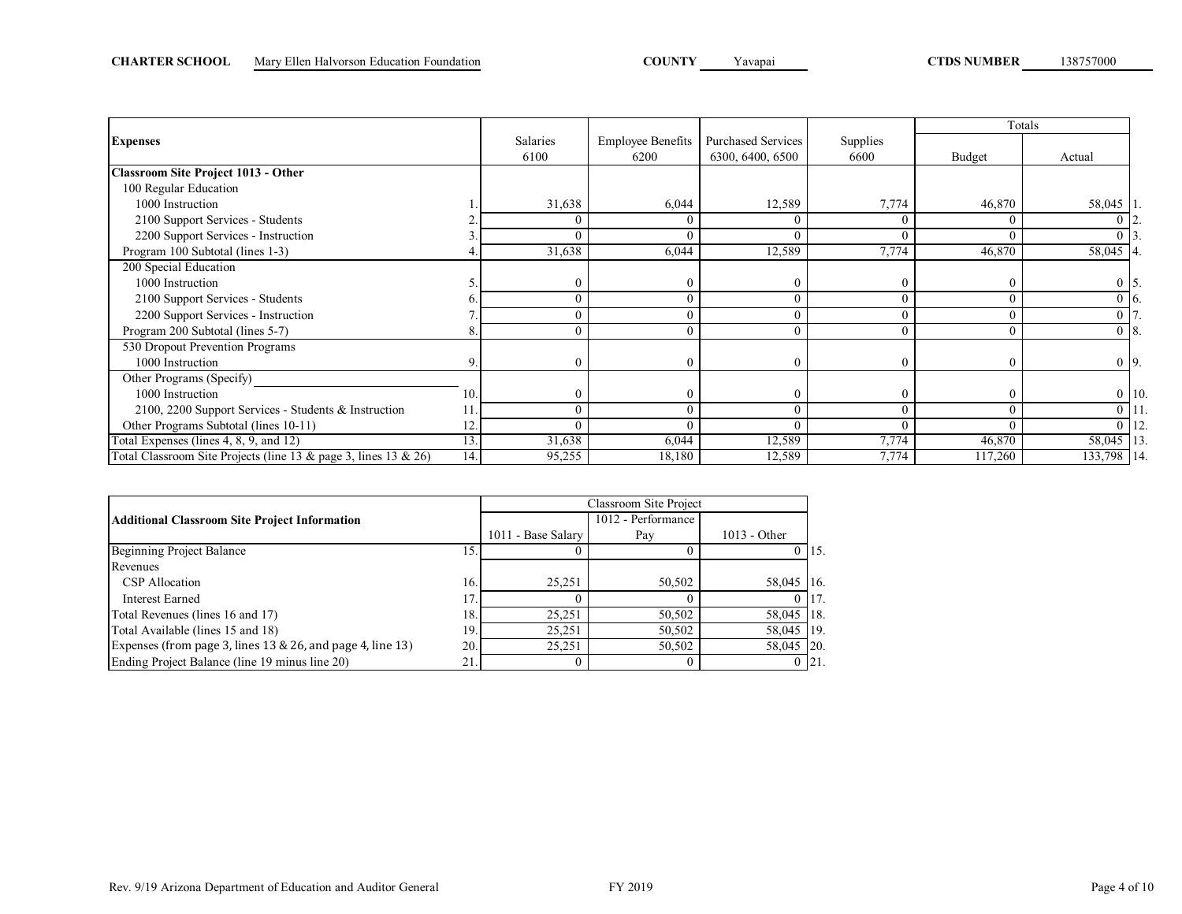**CHARTER SCHOOL** Mary Ellen Halvorson Education Foundation **COUNTY** Yavapai **CTDS NUMBER** 138757000

| Expenses | | Salaries 6100 | Employee Benefits 6200 | Purchased Services 6300, 6400, 6500 | Supplies 6600 | Totals Budget | Totals Actual | |
|---|---|---|---|---|---|---|---|---|
| **Classroom Site Project 1013 - Other** | | | | | | | | |
| 100 Regular Education | | | | | | | | |
| 1000 Instruction | 1. | 31,638 | 6,044 | 12,589 | 7,774 | 46,870 | 58,045 | 1. |
| 2100 Support Services - Students | 2. | 0 | 0 | 0 | 0 | 0 | 0 | 2. |
| 2200 Support Services - Instruction | 3. | 0 | 0 | 0 | 0 | 0 | 0 | 3. |
| Program 100 Subtotal (lines 1-3) | 4. | 31,638 | 6,044 | 12,589 | 7,774 | 46,870 | 58,045 | 4. |
| 200 Special Education | | | | | | | | |
| 1000 Instruction | 5. | 0 | 0 | 0 | 0 | 0 | 0 | 5. |
| 2100 Support Services - Students | 6. | 0 | 0 | 0 | 0 | 0 | 0 | 6. |
| 2200 Support Services - Instruction | 7. | 0 | 0 | 0 | 0 | 0 | 0 | 7. |
| Program 200 Subtotal (lines 5-7) | 8. | 0 | 0 | 0 | 0 | 0 | 0 | 8. |
| 530 Dropout Prevention Programs | | | | | | | | |
| 1000 Instruction | 9. | 0 | 0 | 0 | 0 | 0 | 0 | 9. |
| Other Programs (Specify) | | | | | | | | |
| 1000 Instruction | 10. | 0 | 0 | 0 | 0 | 0 | 0 | 10. |
| 2100, 2200 Support Services - Students & Instruction | 11. | 0 | 0 | 0 | 0 | 0 | 0 | 11. |
| Other Programs Subtotal (lines 10-11) | 12. | 0 | 0 | 0 | 0 | 0 | 0 | 12. |
| Total Expenses (lines 4, 8, 9, and 12) | 13. | 31,638 | 6,044 | 12,589 | 7,774 | 46,870 | 58,045 | 13. |
| Total Classroom Site Projects (line 13 & page 3, lines 13 & 26) | 14. | 95,255 | 18,180 | 12,589 | 7,774 | 117,260 | 133,798 | 14. |

| Additional Classroom Site Project Information | | Classroom Site Project 1011 - Base Salary | 1012 - Performance Pay | 1013 - Other | |
|---|---|---|---|---|---|
| Beginning Project Balance | 15. | 0 | 0 | 0 | 15. |
| Revenues | | | | | |
| CSP Allocation | 16. | 25,251 | 50,502 | 58,045 | 16. |
| Interest Earned | 17. | 0 | 0 | 0 | 17. |
| Total Revenues (lines 16 and 17) | 18. | 25,251 | 50,502 | 58,045 | 18. |
| Total Available (lines 15 and 18) | 19. | 25,251 | 50,502 | 58,045 | 19. |
| Expenses (from page 3, lines 13 & 26, and page 4, line 13) | 20. | 25,251 | 50,502 | 58,045 | 20. |
| Ending Project Balance (line 19 minus line 20) | 21. | 0 | 0 | 0 | 21. |

Rev. 9/19 Arizona Department of Education and Auditor General FY 2019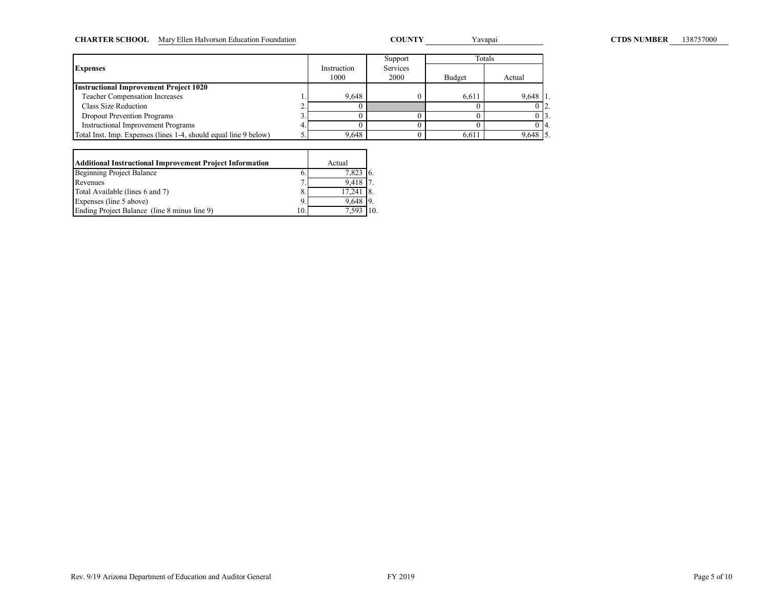**CHARTER SCHOOL** Mary Ellen Halvorson Education Foundation **COUNTY** Yavapai **CTDS NUMBER** 138757000

| Expenses | | Instruction 1000 | Support Services 2000 | Totals Budget | Totals Actual | |
|---|---|---|---|---|---|---|
| **Instructional Improvement Project 1020** | | | | | | |
| Teacher Compensation Increases | 1. | 9,648 | 0 | 6,611 | 9,648 | 1. |
| Class Size Reduction | 2. | 0 | | 0 | 0 | 2. |
| Dropout Prevention Programs | 3. | 0 | 0 | 0 | 0 | 3. |
| Instructional Improvement Programs | 4. | 0 | 0 | 0 | 0 | 4. |
| Total Inst. Imp. Expenses (lines 1-4, should equal line 9 below) | 5. | 9,648 | 0 | 6,611 | 9,648 | 5. |

| Additional Instructional Improvement Project Information | | Actual | |
|---|---|---|---|
| Beginning Project Balance | 6. | 7,823 | 6. |
| Revenues | 7. | 9,418 | 7. |
| Total Available (lines 6 and 7) | 8. | 17,241 | 8. |
| Expenses (line 5 above) | 9. | 9,648 | 9. |
| Ending Project Balance (line 8 minus line 9) | 10. | 7,593 | 10. |

Rev. 9/19 Arizona Department of Education and Auditor General FY 2019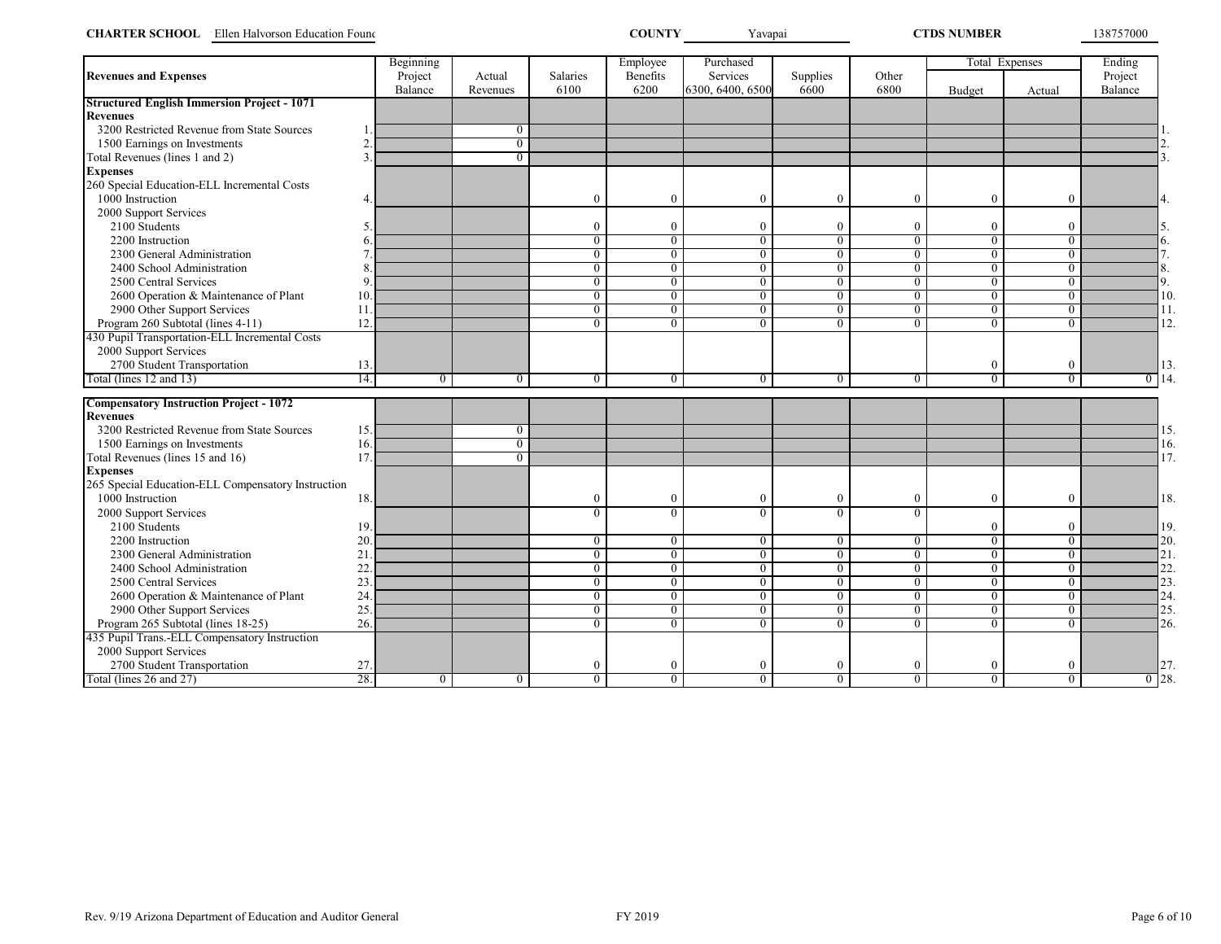**CHARTER SCHOOL** Ellen Halvorson Education Founc **COUNTY** Yavapai **CTDS NUMBER** 138757000

| Revenues and Expenses | | Beginning Project Balance | Actual Revenues | Salaries 6100 | Employee Benefits 6200 | Purchased Services 6300, 6400, 6500 | Supplies 6600 | Other 6800 | Total Expenses Budget | Total Expenses Actual | Ending Project Balance | |
|---|---|---|---|---|---|---|---|---|---|---|---|---|
| **Structured English Immersion Project - 1071** | | | | | | | | | | | | |
| **Revenues** | | | | | | | | | | | | |
| 3200 Restricted Revenue from State Sources | 1. | | 0 | | | | | | | | | 1. |
| 1500 Earnings on Investments | 2. | | 0 | | | | | | | | | 2. |
| Total Revenues (lines 1 and 2) | 3. | | 0 | | | | | | | | | 3. |
| **Expenses** | | | | | | | | | | | | |
| 260 Special Education-ELL Incremental Costs | | | | | | | | | | | | |
| 1000 Instruction | 4. | | | 0 | 0 | 0 | 0 | 0 | 0 | 0 | | 4. |
| 2000 Support Services | | | | | | | | | | | | |
| 2100 Students | 5. | | | 0 | 0 | 0 | 0 | 0 | 0 | 0 | | 5. |
| 2200 Instruction | 6. | | | 0 | 0 | 0 | 0 | 0 | 0 | 0 | | 6. |
| 2300 General Administration | 7. | | | 0 | 0 | 0 | 0 | 0 | 0 | 0 | | 7. |
| 2400 School Administration | 8. | | | 0 | 0 | 0 | 0 | 0 | 0 | 0 | | 8. |
| 2500 Central Services | 9. | | | 0 | 0 | 0 | 0 | 0 | 0 | 0 | | 9. |
| 2600 Operation & Maintenance of Plant | 10. | | | 0 | 0 | 0 | 0 | 0 | 0 | 0 | | 10. |
| 2900 Other Support Services | 11. | | | 0 | 0 | 0 | 0 | 0 | 0 | 0 | | 11. |
| Program 260 Subtotal (lines 4-11) | 12. | | | 0 | 0 | 0 | 0 | 0 | 0 | 0 | | 12. |
| 430 Pupil Transportation-ELL Incremental Costs | | | | | | | | | | | | |
| 2000 Support Services | | | | | | | | | | | | |
| 2700 Student Transportation | 13. | | | | | | | | 0 | 0 | | 13. |
| Total (lines 12 and 13) | 14. | 0 | 0 | 0 | 0 | 0 | 0 | 0 | 0 | 0 | 0 | 14. |

| Revenues and Expenses | | Beginning Project Balance | Actual Revenues | Salaries 6100 | Employee Benefits 6200 | Purchased Services 6300, 6400, 6500 | Supplies 6600 | Other 6800 | Total Expenses Budget | Total Expenses Actual | Ending Project Balance | |
|---|---|---|---|---|---|---|---|---|---|---|---|---|
| **Compensatory Instruction Project - 1072** | | | | | | | | | | | | |
| **Revenues** | | | | | | | | | | | | |
| 3200 Restricted Revenue from State Sources | 15. | | 0 | | | | | | | | | 15. |
| 1500 Earnings on Investments | 16. | | 0 | | | | | | | | | 16. |
| Total Revenues (lines 15 and 16) | 17. | | 0 | | | | | | | | | 17. |
| **Expenses** | | | | | | | | | | | | |
| 265 Special Education-ELL Compensatory Instruction | | | | | | | | | | | | |
| 1000 Instruction | 18. | | | 0 | 0 | 0 | 0 | 0 | 0 | 0 | | 18. |
| 2000 Support Services | | | | 0 | 0 | 0 | 0 | 0 | | | | |
| 2100 Students | 19. | | | | | | | | 0 | 0 | | 19. |
| 2200 Instruction | 20. | | | 0 | 0 | 0 | 0 | 0 | 0 | 0 | | 20. |
| 2300 General Administration | 21. | | | 0 | 0 | 0 | 0 | 0 | 0 | 0 | | 21. |
| 2400 School Administration | 22. | | | 0 | 0 | 0 | 0 | 0 | 0 | 0 | | 22. |
| 2500 Central Services | 23. | | | 0 | 0 | 0 | 0 | 0 | 0 | 0 | | 23. |
| 2600 Operation & Maintenance of Plant | 24. | | | 0 | 0 | 0 | 0 | 0 | 0 | 0 | | 24. |
| 2900 Other Support Services | 25. | | | 0 | 0 | 0 | 0 | 0 | 0 | 0 | | 25. |
| Program 265 Subtotal (lines 18-25) | 26. | | | 0 | 0 | 0 | 0 | 0 | 0 | 0 | | 26. |
| 435 Pupil Trans.-ELL Compensatory Instruction | | | | | | | | | | | | |
| 2000 Support Services | | | | | | | | | | | | |
| 2700 Student Transportation | 27. | | | 0 | 0 | 0 | 0 | 0 | 0 | 0 | | 27. |
| Total (lines 26 and 27) | 28. | 0 | 0 | 0 | 0 | 0 | 0 | 0 | 0 | 0 | 0 | 28. |

Rev. 9/19 Arizona Department of Education and Auditor General FY 2019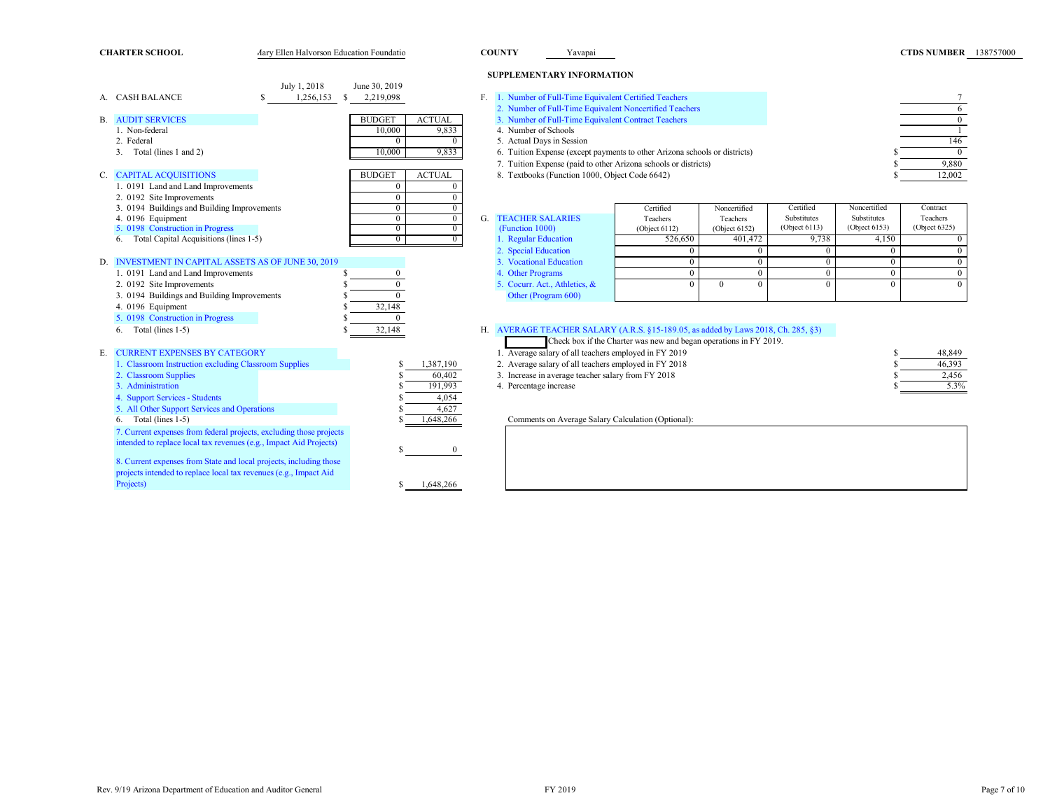**CHARTER SCHOOL** Mary Ellen Halvorson Education Foundatio **COUNTY** Yavapai **CTDS NUMBER** 138757000

## SUPPLEMENTARY INFORMATION

| | | July 1, 2018 | June 30, 2019 |
|---|---|---|---|
| A. | CASH BALANCE | $ 1,256,153 | $ 2,219,098 |

**B. AUDIT SERVICES**

| | BUDGET | ACTUAL |
|---|---|---|
| 1. Non-federal | 10,000 | 9,833 |
| 2. Federal | 0 | 0 |
| 3. Total (lines 1 and 2) | 10,000 | 9,833 |

**C. CAPITAL ACQUISITIONS**

| | BUDGET | ACTUAL |
|---|---|---|
| 1. 0191 Land and Land Improvements | 0 | 0 |
| 2. 0192 Site Improvements | 0 | 0 |
| 3. 0194 Buildings and Building Improvements | 0 | 0 |
| 4. 0196 Equipment | 0 | 0 |
| 5. 0198 Construction in Progress | 0 | 0 |
| 6. Total Capital Acquisitions (lines 1-5) | 0 | 0 |

**D. INVESTMENT IN CAPITAL ASSETS AS OF JUNE 30, 2019**

| | |
|---|---|
| 1. 0191 Land and Land Improvements | $ 0 |
| 2. 0192 Site Improvements | $ 0 |
| 3. 0194 Buildings and Building Improvements | $ 0 |
| 4. 0196 Equipment | $ 32,148 |
| 5. 0198 Construction in Progress | $ 0 |
| 6. Total (lines 1-5) | $ 32,148 |

**E. CURRENT EXPENSES BY CATEGORY**

| | |
|---|---|
| 1. Classroom Instruction excluding Classroom Supplies | $ 1,387,190 |
| 2. Classroom Supplies | $ 60,402 |
| 3. Administration | $ 191,993 |
| 4. Support Services - Students | $ 4,054 |
| 5. All Other Support Services and Operations | $ 4,627 |
| 6. Total (lines 1-5) | $ 1,648,266 |
| 7. Current expenses from federal projects, excluding those projects intended to replace local tax revenues (e.g., Impact Aid Projects) | $ 0 |
| 8. Current expenses from State and local projects, including those projects intended to replace local tax revenues (e.g., Impact Aid Projects) | $ 1,648,266 |

**F.**

| | |
|---|---|
| 1. Number of Full-Time Equivalent Certified Teachers | 7 |
| 2. Number of Full-Time Equivalent Noncertified Teachers | 6 |
| 3. Number of Full-Time Equivalent Contract Teachers | 0 |
| 4. Number of Schools | 1 |
| 5. Actual Days in Session | 146 |
| 6. Tuition Expense (except payments to other Arizona schools or districts) | $ 0 |
| 7. Tuition Expense (paid to other Arizona schools or districts) | $ 9,880 |
| 8. Textbooks (Function 1000, Object Code 6642) | $ 12,002 |

**G. TEACHER SALARIES (Function 1000)**

| | Certified Teachers (Object 6112) | Noncertified Teachers (Object 6152) | Certified Substitutes (Object 6113) | Noncertified Substitutes (Object 6153) | Contract Teachers (Object 6325) |
|---|---|---|---|---|---|
| 1. Regular Education | 526,650 | 401,472 | 9,738 | 4,150 | 0 |
| 2. Special Education | 0 | 0 | 0 | 0 | 0 |
| 3. Vocational Education | 0 | 0 | 0 | 0 | 0 |
| 4. Other Programs | 0 | 0 | 0 | 0 | 0 |
| 5. Cocurr. Act., Athletics, & Other (Program 600) | 0 | 0 0 | 0 | 0 | 0 |

**H. AVERAGE TEACHER SALARY (A.R.S. §15-189.05, as added by Laws 2018, Ch. 285, §3)**

☐ Check box if the Charter was new and began operations in FY 2019.

| | |
|---|---|
| 1. Average salary of all teachers employed in FY 2019 | $ 48,849 |
| 2. Average salary of all teachers employed in FY 2018 | $ 46,393 |
| 3. Increase in average teacher salary from FY 2018 | $ 2,456 |
| 4. Percentage increase | 5.3% |

Comments on Average Salary Calculation (Optional):

Rev. 9/19 Arizona Department of Education and Auditor General FY 2019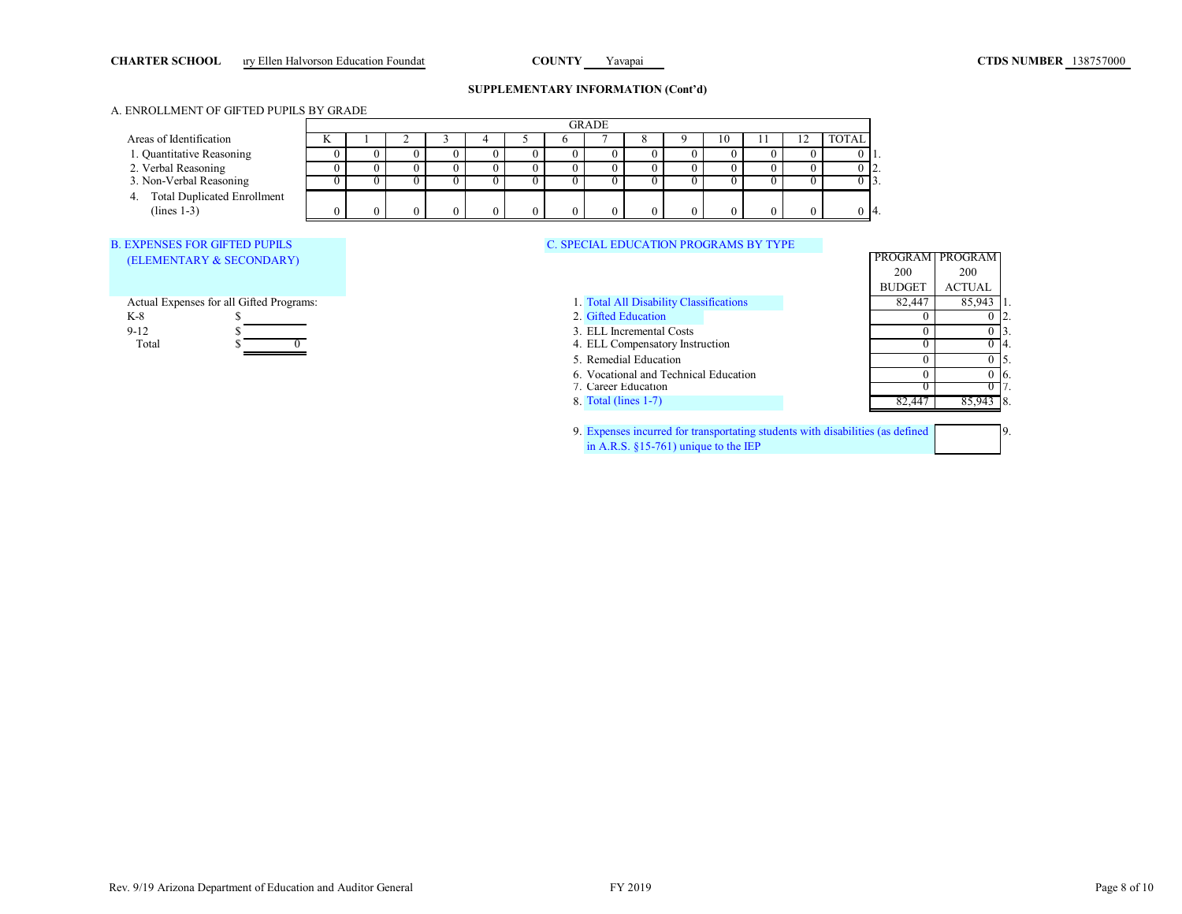**CHARTER SCHOOL** ıry Ellen Halvorson Education Foundat **COUNTY** Yavapai **CTDS NUMBER** 138757000

## SUPPLEMENTARY INFORMATION (Cont'd)

### A. ENROLLMENT OF GIFTED PUPILS BY GRADE

| Areas of Identification | K | 1 | 2 | 3 | 4 | 5 | 6 | 7 | 8 | 9 | 10 | 11 | 12 | TOTAL | |
|---|---|---|---|---|---|---|---|---|---|---|---|---|---|---|---|
| 1. Quantitative Reasoning | 0 | 0 | 0 | 0 | 0 | 0 | 0 | 0 | 0 | 0 | 0 | 0 | 0 | 0 | 1. |
| 2. Verbal Reasoning | 0 | 0 | 0 | 0 | 0 | 0 | 0 | 0 | 0 | 0 | 0 | 0 | 0 | 0 | 2. |
| 3. Non-Verbal Reasoning | 0 | 0 | 0 | 0 | 0 | 0 | 0 | 0 | 0 | 0 | 0 | 0 | 0 | 0 | 3. |
| 4. Total Duplicated Enrollment (lines 1-3) | 0 | 0 | 0 | 0 | 0 | 0 | 0 | 0 | 0 | 0 | 0 | 0 | 0 | 0 | 4. |

### B. EXPENSES FOR GIFTED PUPILS (ELEMENTARY & SECONDARY)

Actual Expenses for all Gifted Programs:

| | |
|---|---|
| K-8 | $ |
| 9-12 | $ |
| Total | $ 0 |

### C. SPECIAL EDUCATION PROGRAMS BY TYPE

| | PROGRAM 200 BUDGET | PROGRAM 200 ACTUAL | |
|---|---|---|---|
| 1. Total All Disability Classifications | 82,447 | 85,943 | 1. |
| 2. Gifted Education | 0 | 0 | 2. |
| 3. ELL Incremental Costs | 0 | 0 | 3. |
| 4. ELL Compensatory Instruction | 0 | 0 | 4. |
| 5. Remedial Education | 0 | 0 | 5. |
| 6. Vocational and Technical Education | 0 | 0 | 6. |
| 7. Career Education | 0 | 0 | 7. |
| 8. Total (lines 1-7) | 82,447 | 85,943 | 8. |

9. Expenses incurred for transporting students with disabilities (as defined in A.R.S. §15-761) unique to the IEP | | 9.

Rev. 9/19 Arizona Department of Education and Auditor General FY 2019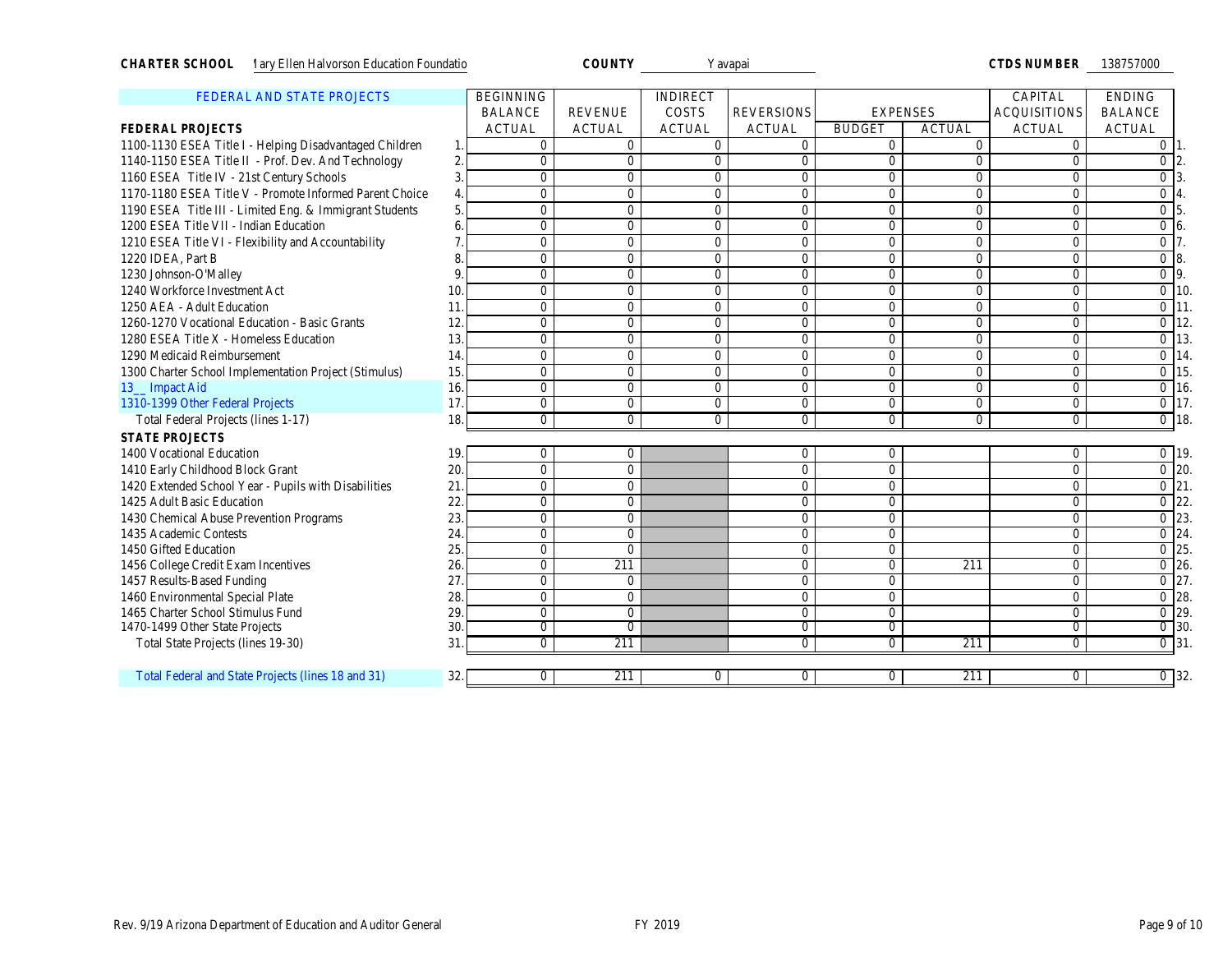**CHARTER SCHOOL** Mary Ellen Halvorson Education Foundatio **COUNTY** Yavapai **CTDS NUMBER** 138757000

| FEDERAL AND STATE PROJECTS | | BEGINNING BALANCE | REVENUE | INDIRECT COSTS | REVERSIONS | EXPENSES | | CAPITAL ACQUISITIONS | ENDING BALANCE | |
|---|---|---|---|---|---|---|---|---|---|---|
| **FEDERAL PROJECTS** | | ACTUAL | ACTUAL | ACTUAL | ACTUAL | BUDGET | ACTUAL | ACTUAL | ACTUAL | |
| 1100-1130 ESEA Title I - Helping Disadvantaged Children | 1. | 0 | 0 | 0 | 0 | 0 | 0 | 0 | 0 | 1. |
| 1140-1150 ESEA Title II - Prof. Dev. And Technology | 2. | 0 | 0 | 0 | 0 | 0 | 0 | 0 | 0 | 2. |
| 1160 ESEA Title IV - 21st Century Schools | 3. | 0 | 0 | 0 | 0 | 0 | 0 | 0 | 0 | 3. |
| 1170-1180 ESEA Title V - Promote Informed Parent Choice | 4. | 0 | 0 | 0 | 0 | 0 | 0 | 0 | 0 | 4. |
| 1190 ESEA Title III - Limited Eng. & Immigrant Students | 5. | 0 | 0 | 0 | 0 | 0 | 0 | 0 | 0 | 5. |
| 1200 ESEA Title VII - Indian Education | 6. | 0 | 0 | 0 | 0 | 0 | 0 | 0 | 0 | 6. |
| 1210 ESEA Title VI - Flexibility and Accountability | 7. | 0 | 0 | 0 | 0 | 0 | 0 | 0 | 0 | 7. |
| 1220 IDEA, Part B | 8. | 0 | 0 | 0 | 0 | 0 | 0 | 0 | 0 | 8. |
| 1230 Johnson-O'Malley | 9. | 0 | 0 | 0 | 0 | 0 | 0 | 0 | 0 | 9. |
| 1240 Workforce Investment Act | 10. | 0 | 0 | 0 | 0 | 0 | 0 | 0 | 0 | 10. |
| 1250 AEA - Adult Education | 11. | 0 | 0 | 0 | 0 | 0 | 0 | 0 | 0 | 11. |
| 1260-1270 Vocational Education - Basic Grants | 12. | 0 | 0 | 0 | 0 | 0 | 0 | 0 | 0 | 12. |
| 1280 ESEA Title X - Homeless Education | 13. | 0 | 0 | 0 | 0 | 0 | 0 | 0 | 0 | 13. |
| 1290 Medicaid Reimbursement | 14. | 0 | 0 | 0 | 0 | 0 | 0 | 0 | 0 | 14. |
| 1300 Charter School Implementation Project (Stimulus) | 15. | 0 | 0 | 0 | 0 | 0 | 0 | 0 | 0 | 15. |
| 13__ Impact Aid | 16. | 0 | 0 | 0 | 0 | 0 | 0 | 0 | 0 | 16. |
| 1310-1399 Other Federal Projects | 17. | 0 | 0 | 0 | 0 | 0 | 0 | 0 | 0 | 17. |
| Total Federal Projects (lines 1-17) | 18. | 0 | 0 | 0 | 0 | 0 | 0 | 0 | 0 | 18. |
| **STATE PROJECTS** | | | | | | | | | | |
| 1400 Vocational Education | 19. | 0 | 0 | | 0 | 0 | | 0 | 0 | 19. |
| 1410 Early Childhood Block Grant | 20. | 0 | 0 | | 0 | 0 | | 0 | 0 | 20. |
| 1420 Extended School Year - Pupils with Disabilities | 21. | 0 | 0 | | 0 | 0 | | 0 | 0 | 21. |
| 1425 Adult Basic Education | 22. | 0 | 0 | | 0 | 0 | | 0 | 0 | 22. |
| 1430 Chemical Abuse Prevention Programs | 23. | 0 | 0 | | 0 | 0 | | 0 | 0 | 23. |
| 1435 Academic Contests | 24. | 0 | 0 | | 0 | 0 | | 0 | 0 | 24. |
| 1450 Gifted Education | 25. | 0 | 0 | | 0 | 0 | | 0 | 0 | 25. |
| 1456 College Credit Exam Incentives | 26. | 0 | 211 | | 0 | 0 | 211 | 0 | 0 | 26. |
| 1457 Results-Based Funding | 27. | 0 | 0 | | 0 | 0 | | 0 | 0 | 27. |
| 1460 Environmental Special Plate | 28. | 0 | 0 | | 0 | 0 | | 0 | 0 | 28. |
| 1465 Charter School Stimulus Fund | 29. | 0 | 0 | | 0 | 0 | | 0 | 0 | 29. |
| 1470-1499 Other State Projects | 30. | 0 | 0 | | 0 | 0 | | 0 | 0 | 30. |
| Total State Projects (lines 19-30) | 31. | 0 | 211 | | 0 | 0 | 211 | 0 | 0 | 31. |
| Total Federal and State Projects (lines 18 and 31) | 32. | 0 | 211 | 0 | 0 | 0 | 211 | 0 | 0 | 32. |

Rev. 9/19 Arizona Department of Education and Auditor General FY 2019